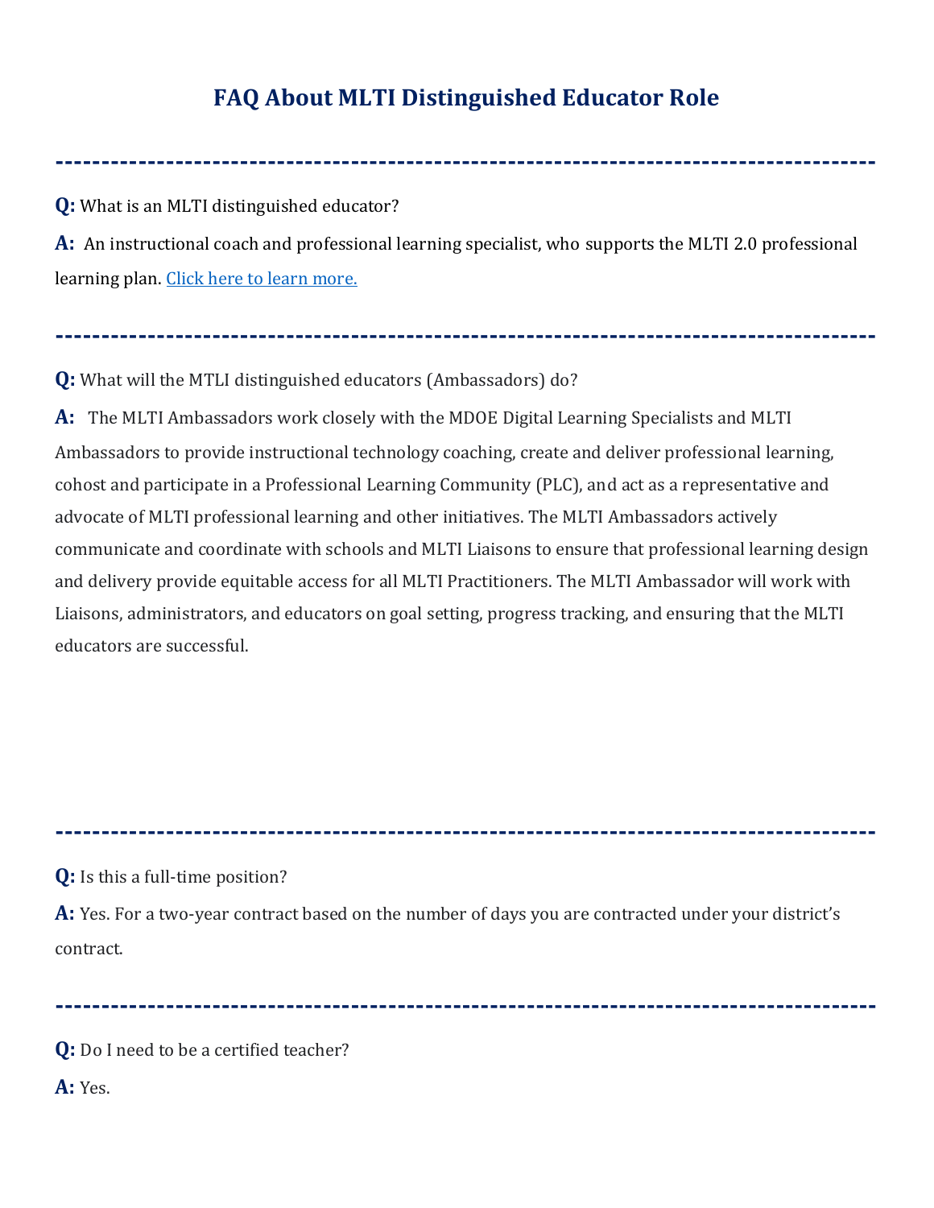# FAQ About MLTI Distinguished Educator Role

---

**Q:** What is an MLTI distinguished educator?

**A:** An instructional coach and professional learning specialist, who supports the MLTI 2.0 professional learning plan. [Click here to learn more.]()

---

**Q:** What will the MTLI distinguished educators (Ambassadors) do?

**A:** The MLTI Ambassadors work closely with the MDOE Digital Learning Specialists and MLTI Ambassadors to provide instructional technology coaching, create and deliver professional learning, cohost and participate in a Professional Learning Community (PLC), and act as a representative and advocate of MLTI professional learning and other initiatives. The MLTI Ambassadors actively communicate and coordinate with schools and MLTI Liaisons to ensure that professional learning design and delivery provide equitable access for all MLTI Practitioners. The MLTI Ambassador will work with Liaisons, administrators, and educators on goal setting, progress tracking, and ensuring that the MLTI educators are successful.

---

**Q:** Is this a full-time position?

**A:** Yes. For a two-year contract based on the number of days you are contracted under your district's contract.

---

**Q:** Do I need to be a certified teacher?

**A:** Yes.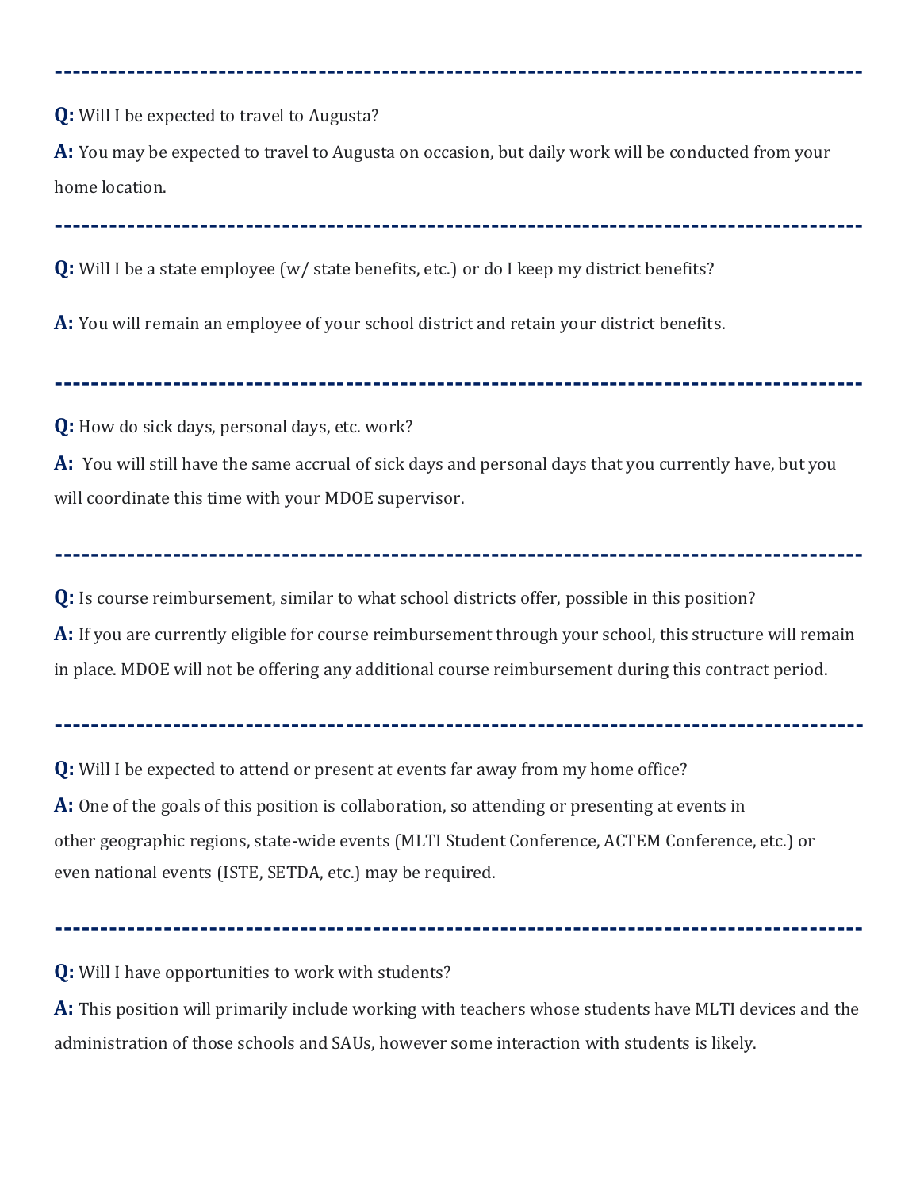---

**Q:** Will I be expected to travel to Augusta?

**A:** You may be expected to travel to Augusta on occasion, but daily work will be conducted from your home location.

---

**Q:** Will I be a state employee (w/ state benefits, etc.) or do I keep my district benefits?

**A:** You will remain an employee of your school district and retain your district benefits.

---

**Q:** How do sick days, personal days, etc. work?

**A:** You will still have the same accrual of sick days and personal days that you currently have, but you will coordinate this time with your MDOE supervisor.

---

**Q:** Is course reimbursement, similar to what school districts offer, possible in this position?

**A:** If you are currently eligible for course reimbursement through your school, this structure will remain in place. MDOE will not be offering any additional course reimbursement during this contract period.

---

**Q:** Will I be expected to attend or present at events far away from my home office?

**A:** One of the goals of this position is collaboration, so attending or presenting at events in other geographic regions, state-wide events (MLTI Student Conference, ACTEM Conference, etc.) or even national events (ISTE, SETDA, etc.) may be required.

---

**Q:** Will I have opportunities to work with students?

**A:** This position will primarily include working with teachers whose students have MLTI devices and the administration of those schools and SAUs, however some interaction with students is likely.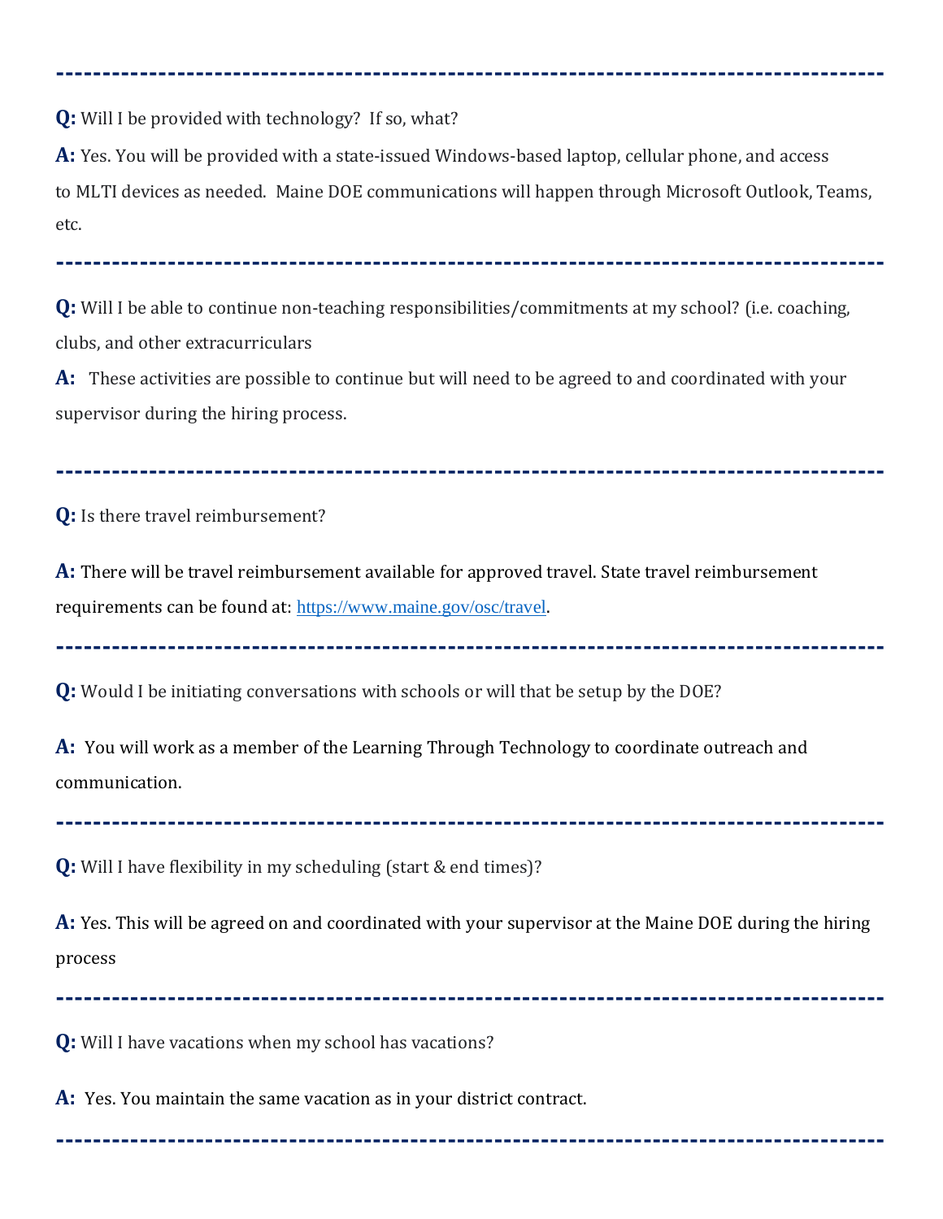---

**Q:** Will I be provided with technology? If so, what?

**A:** Yes. You will be provided with a state-issued Windows-based laptop, cellular phone, and access to MLTI devices as needed. Maine DOE communications will happen through Microsoft Outlook, Teams, etc.

---

**Q:** Will I be able to continue non-teaching responsibilities/commitments at my school? (i.e. coaching, clubs, and other extracurriculars

**A:** These activities are possible to continue but will need to be agreed to and coordinated with your supervisor during the hiring process.

---

**Q:** Is there travel reimbursement?

**A:** There will be travel reimbursement available for approved travel. State travel reimbursement requirements can be found at: https://www.maine.gov/osc/travel.

---

**Q:** Would I be initiating conversations with schools or will that be setup by the DOE?

**A:** You will work as a member of the Learning Through Technology to coordinate outreach and communication.

---

**Q:** Will I have flexibility in my scheduling (start & end times)?

**A:** Yes. This will be agreed on and coordinated with your supervisor at the Maine DOE during the hiring process

---

**Q:** Will I have vacations when my school has vacations?

**A:** Yes. You maintain the same vacation as in your district contract.

---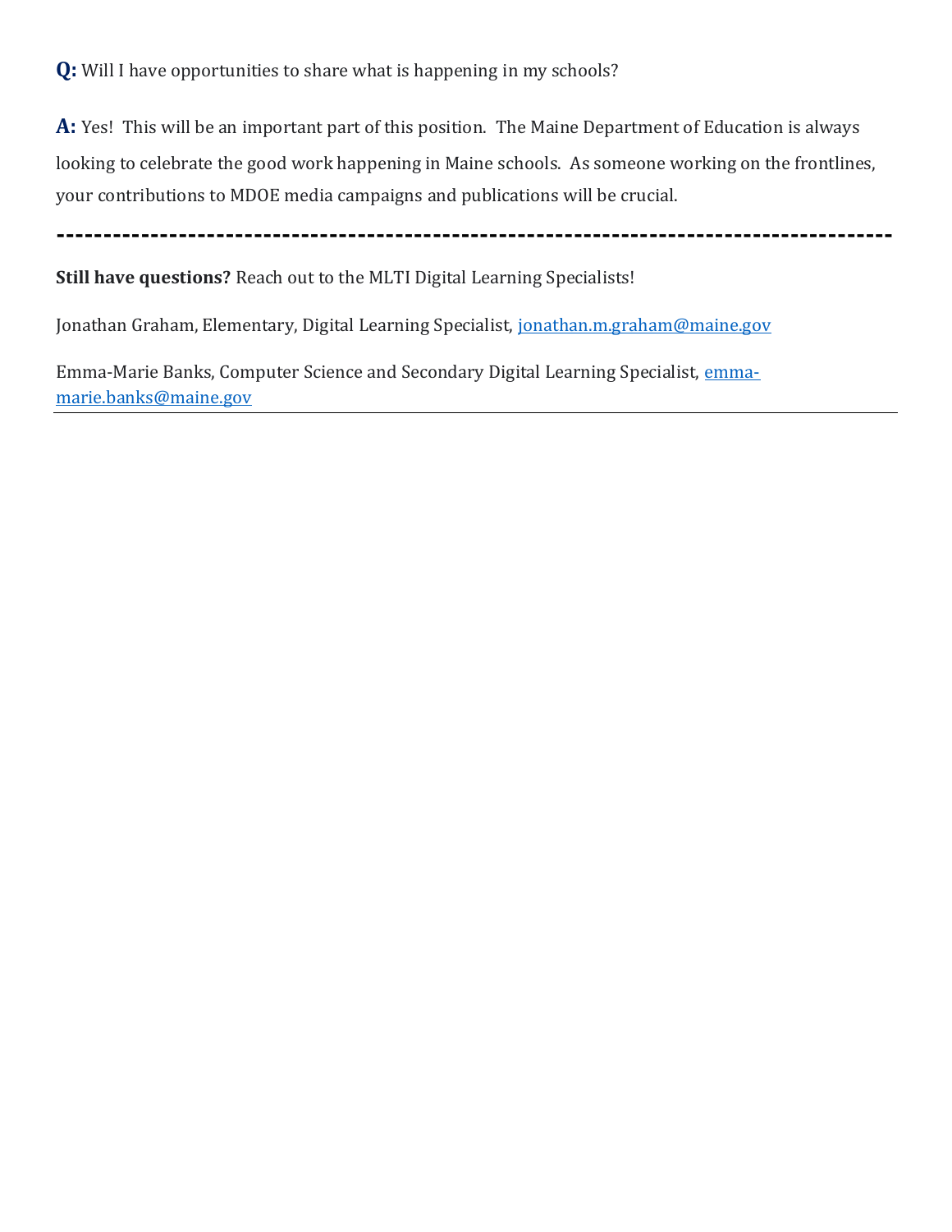**Q:** Will I have opportunities to share what is happening in my schools?

**A:** Yes! This will be an important part of this position. The Maine Department of Education is always looking to celebrate the good work happening in Maine schools. As someone working on the frontlines, your contributions to MDOE media campaigns and publications will be crucial.

---

**Still have questions?** Reach out to the MLTI Digital Learning Specialists!

Jonathan Graham, Elementary, Digital Learning Specialist, [jonathan.m.graham@maine.gov](mailto:jonathan.m.graham@maine.gov)

Emma-Marie Banks, Computer Science and Secondary Digital Learning Specialist, [emma-marie.banks@maine.gov](mailto:emma-marie.banks@maine.gov)